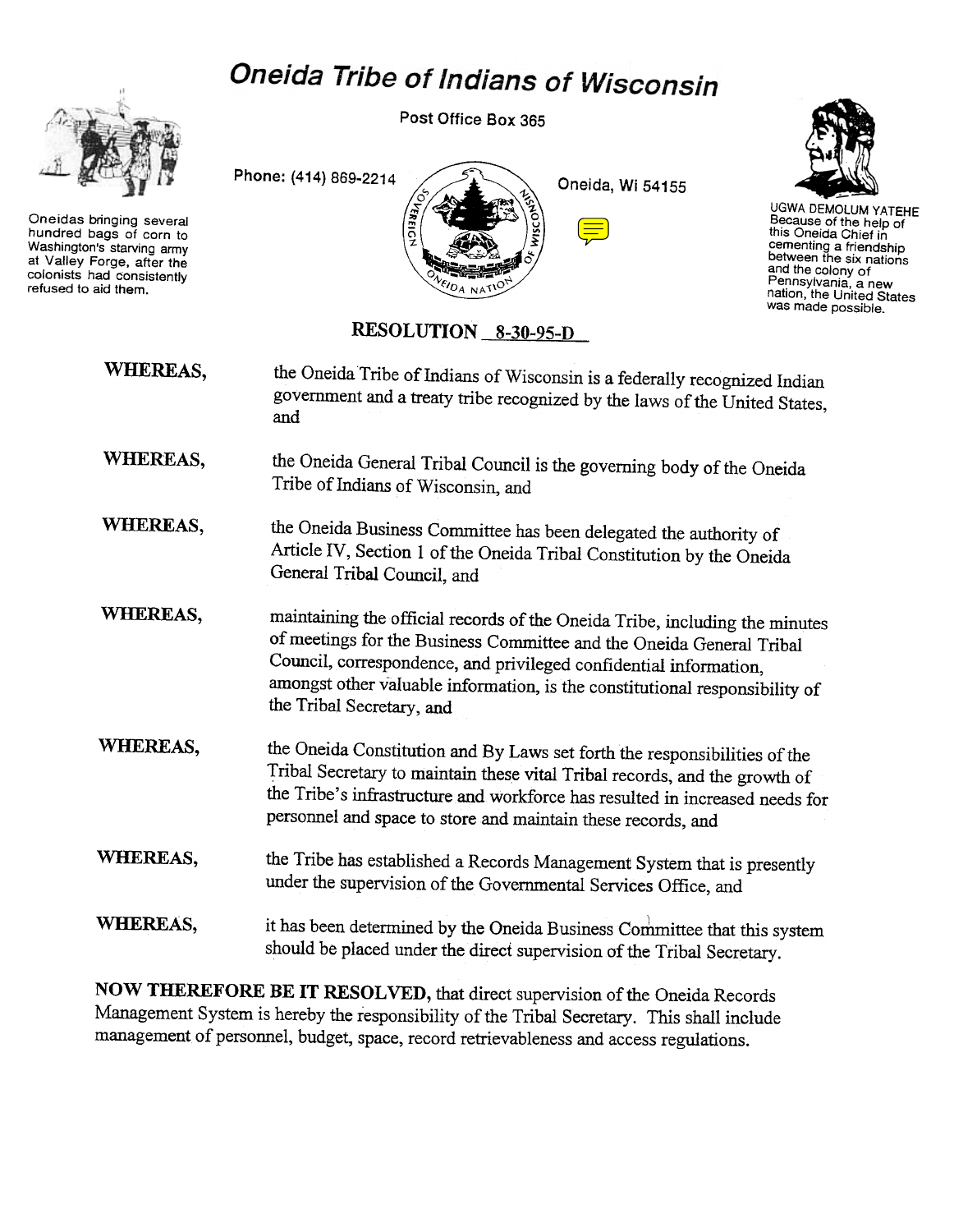# Oneida Tribe of Indians of Wisconsin

Post Office Box 365

Phone: (414) 869-2214

Oneida, Wi 54155

Oneidas bringing several hundred bags of corn to Washington's starving army at Valley Forge, after the colonists had consistently refused to aid them.

UGWA DEMOLUM YATEHE
Because of the help of this Oneida Chief in cementing a friendship between the six nations and the colony of Pennsylvania, a new nation, the United States was made possible.

## RESOLUTION 8-30-95-D

**WHEREAS,** the Oneida Tribe of Indians of Wisconsin is a federally recognized Indian government and a treaty tribe recognized by the laws of the United States, and

**WHEREAS,** the Oneida General Tribal Council is the governing body of the Oneida Tribe of Indians of Wisconsin, and

**WHEREAS,** the Oneida Business Committee has been delegated the authority of Article IV, Section 1 of the Oneida Tribal Constitution by the Oneida General Tribal Council, and

**WHEREAS,** maintaining the official records of the Oneida Tribe, including the minutes of meetings for the Business Committee and the Oneida General Tribal Council, correspondence, and privileged confidential information, amongst other valuable information, is the constitutional responsibility of the Tribal Secretary, and

**WHEREAS,** the Oneida Constitution and By Laws set forth the responsibilities of the Tribal Secretary to maintain these vital Tribal records, and the growth of the Tribe's infrastructure and workforce has resulted in increased needs for personnel and space to store and maintain these records, and

**WHEREAS,** the Tribe has established a Records Management System that is presently under the supervision of the Governmental Services Office, and

**WHEREAS,** it has been determined by the Oneida Business Committee that this system should be placed under the direct supervision of the Tribal Secretary.

**NOW THEREFORE BE IT RESOLVED,** that direct supervision of the Oneida Records Management System is hereby the responsibility of the Tribal Secretary. This shall include management of personnel, budget, space, record retrievableness and access regulations.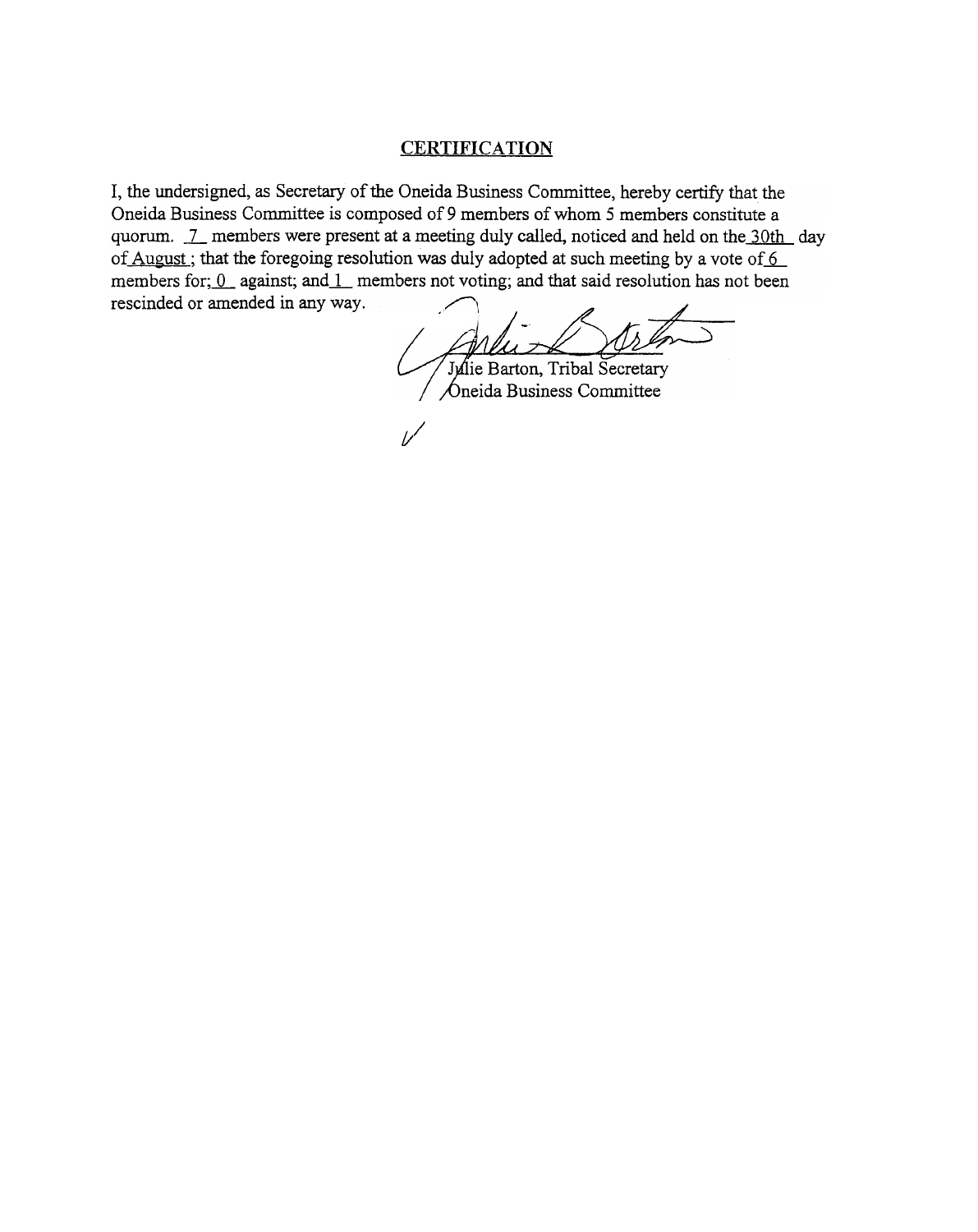## CERTIFICATION

I, the undersigned, as Secretary of the Oneida Business Committee, hereby certify that the Oneida Business Committee is composed of 9 members of whom 5 members constitute a quorum. 7 members were present at a meeting duly called, noticed and held on the 30th day of August; that the foregoing resolution was duly adopted at such meeting by a vote of 6 members for; 0 against; and 1 members not voting; and that said resolution has not been rescinded or amended in any way.

Julie Barton, Tribal Secretary
Oneida Business Committee